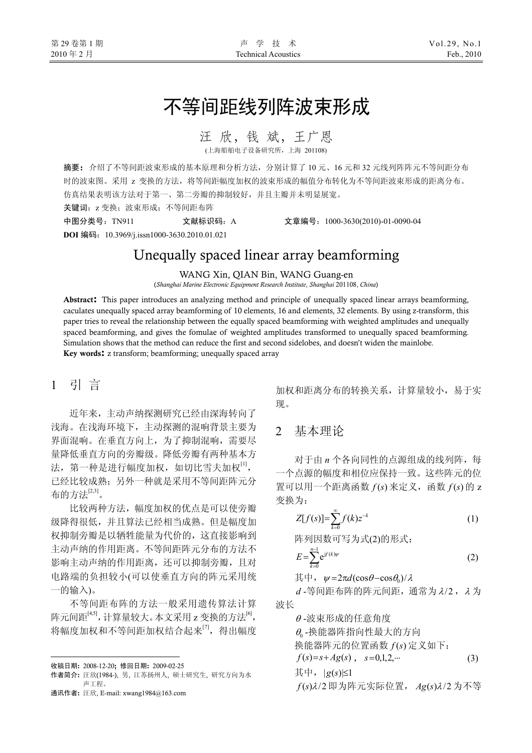# 不等间距线列阵波束形成

汪 欣，钱 斌，王广恩

(上海船舶电子设备研究所，上海 201108)

**摘要：** 介绍了不等间距波束形成的基本原理和分析方法，分别计算了10元、16元和32元线列阵阵元不等间距分布时的波束图。采用 z 变换的方法，将等间距幅度加权的波束形成的幅值分布转化为不等间距波束形成的距离分布。仿真结果表明该方法对于第一、第二旁瓣的抑制较好，并且主瓣并未明显展宽。

**关键词：** z 变换；波束形成；不等间距布阵

**中图分类号：** TN911　　**文献标识码：** A　　**文章编号：** 1000-3630(2010)-01-0090-04

**DOI 编码：** 10.3969/j.issn1000-3630.2010.01.021

# Unequally spaced linear array beamforming

WANG Xin, QIAN Bin, WANG Guang-en

(*Shanghai Marine Electronic Equipment Research Institute*, *Shanghai* 201108, *China*)

**Abstract:** This paper introduces an analyzing method and principle of unequally spaced linear arrays beamforming, caculates unequally spaced array beamforming of 10 elements, 16 and elements, 32 elements. By using z-transform, this paper tries to reveal the relationship between the equally spaced beamforming with weighted amplitudes and unequally spaced beamforming, and gives the fomulae of weighted amplitudes transformed to unequally spaced beamforming. Simulation shows that the method can reduce the first and second sidelobes, and doesn't widen the mainlobe.

**Key words:** z transform; beamforming; unequally spaced array

## 1 引 言

近年来，主动声纳探测研究已经由深海转向了浅海。在浅海环境下，主动探测的混响背景主要为界面混响。在垂直方向上，为了抑制混响，需要尽量降低垂直方向的旁瓣级。降低旁瓣有两种基本方法，第一种是进行幅度加权，如切比雪夫加权[1]，已经比较成熟；另外一种就是采用不等间距阵元分布的方法[2,3]。

比较两种方法，幅度加权的优点是可以使旁瓣级降得很低，并且算法已经相当成熟。但是幅度加权抑制旁瓣是以牺牲能量为代价的，这直接影响到主动声纳的作用距离。不等间距阵元分布的方法不影响主动声纳的作用距离，还可以抑制旁瓣，且对电路端的负担较小(可以使垂直方向的阵元采用统一的输入)。

不等间距布阵的方法一般采用遗传算法计算阵元间距[4,5]，计算量较大。本文采用 z 变换的方法[6]，将幅度加权和不等间距加权结合起来[7]，得出幅度加权和距离分布的转换关系，计算量较小，易于实现。

## 2 基本理论

对于由 $n$ 个各向同性的点源组成的线列阵，每一个点源的幅度和相位应保持一致。这些阵元的位置可以用一个距离函数 $f(s)$ 来定义，函数 $f(s)$ 的 z 变换为：

$$Z[f(s)]=\sum_{k=0}^{\infty}f(k)z^{-k} \tag{1}$$

阵列因数可写为式(2)的形式：

$$E=\sum_{k=0}^{n-1}\mathrm{e}^{\mathrm{j}f(k)\psi} \tag{2}$$

其中，$\psi=2\pi d(\cos\theta-\cos\theta_0)/\lambda$

$d$ -等间距布阵的阵元间距，通常为 $\lambda/2$，$\lambda$ 为波长

$\theta$ -波束形成的任意角度

$\theta_0$ -换能器阵指向性最大的方向

换能器阵元的位置函数 $f(s)$ 定义如下：

$$f(s)=s+Ag(s)\,,\quad s=0,1,2,\cdots \tag{3}$$

其中，$|g(s)|\le 1$

$f(s)\lambda/2$ 即为阵元实际位置，$Ag(s)\lambda/2$ 为不等

---

收稿日期：2008-12-20；修回日期：2009-02-25

作者简介：汪欣(1984-)，男，江苏扬州人，硕士研究生，研究方向为水声工程。

通讯作者：汪欣，E-mail: xwang1984@163.com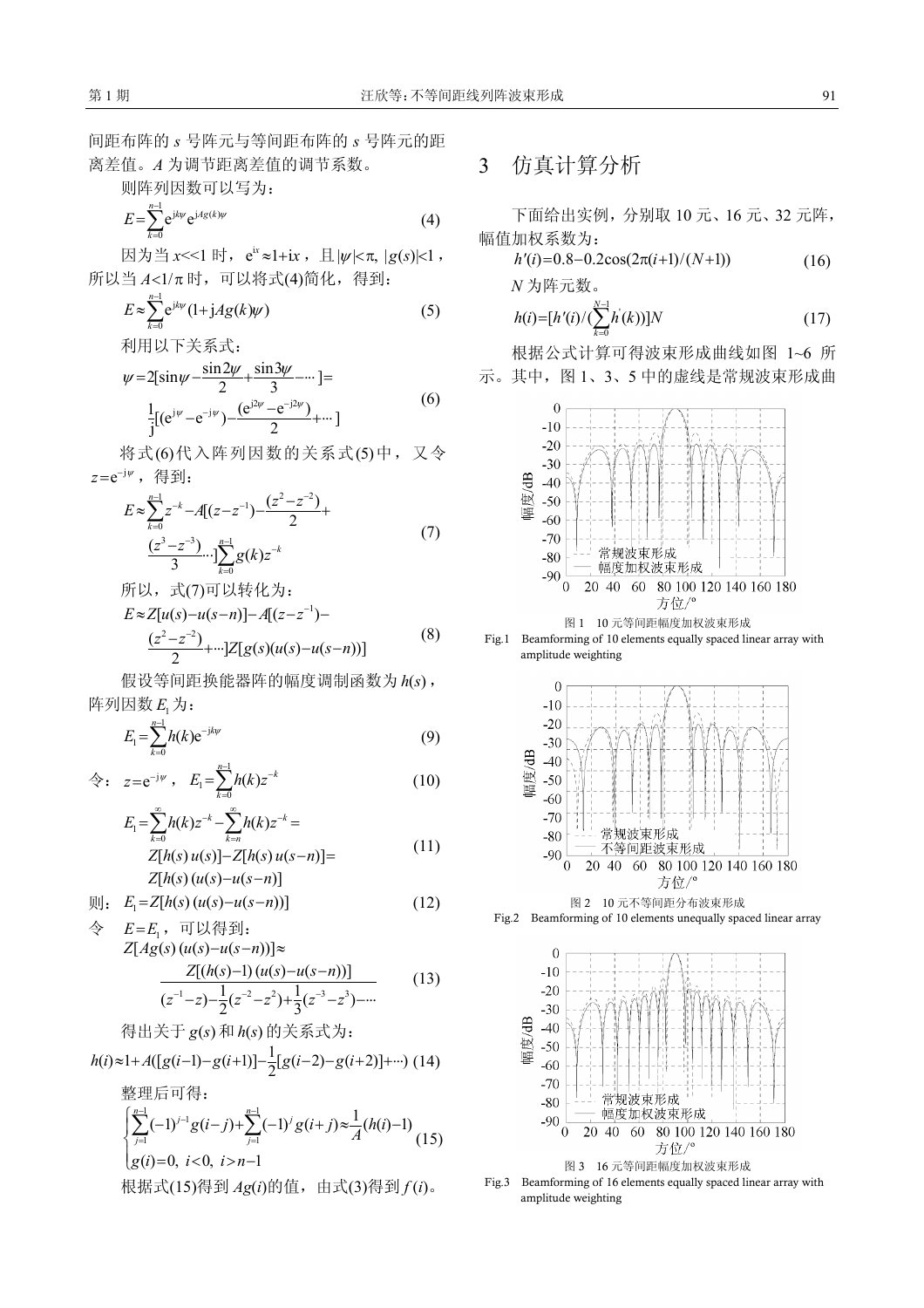间距布阵的 $s$ 号阵元与等间距布阵的 $s$ 号阵元的距离差值。$A$ 为调节距离差值的调节系数。

则阵列因数可以写为：

$$E=\sum_{k=0}^{n-1}\mathrm{e}^{\mathrm{j}k\psi}\mathrm{e}^{\mathrm{j}Ag(k)\psi} \tag{4}$$

因为当 $x<<1$ 时，$\mathrm{e}^{\mathrm{i}x}\approx 1+\mathrm{i}x$，且 $|\psi|<\pi,\ |g(s)|<1$，所以当 $A<1/\pi$ 时，可以将式(4)简化，得到：

$$E\approx\sum_{k=0}^{n-1}\mathrm{e}^{\mathrm{j}k\psi}(1+\mathrm{j}Ag(k)\psi) \tag{5}$$

利用以下关系式：

$$\psi=2[\sin\psi-\frac{\sin 2\psi}{2}+\frac{\sin 3\psi}{3}-\cdots]=\frac{1}{\mathrm{j}}[(\mathrm{e}^{\mathrm{j}\psi}-\mathrm{e}^{-\mathrm{j}\psi})-\frac{(\mathrm{e}^{\mathrm{j}2\psi}-\mathrm{e}^{-\mathrm{j}2\psi})}{2}+\cdots] \tag{6}$$

将式(6)代入阵列因数的关系式(5)中，又令 $z=\mathrm{e}^{-\mathrm{j}\psi}$，得到：

$$E\approx\sum_{k=0}^{n-1}z^{-k}-A[(z-z^{-1})-\frac{(z^{2}-z^{-2})}{2}+\frac{(z^{3}-z^{-3})}{3}\cdots]\sum_{k=0}^{n-1}g(k)z^{-k} \tag{7}$$

所以，式(7)可以转化为：

$$E\approx Z[u(s)-u(s-n)]-A[(z-z^{-1})-\frac{(z^{2}-z^{-2})}{2}+\cdots]Z[g(s)(u(s)-u(s-n))] \tag{8}$$

假设等间距换能器阵的幅度调制函数为 $h(s)$，阵列因数 $E_1$ 为：

$$E_1=\sum_{k=0}^{n-1}h(k)\mathrm{e}^{-jk\psi} \tag{9}$$

令：$z=\mathrm{e}^{-\mathrm{j}\psi}$，$E_1=\sum_{k=0}^{n-1}h(k)z^{-k}$ (10)

$$E_1=\sum_{k=0}^{\infty}h(k)z^{-k}-\sum_{k=n}^{\infty}h(k)z^{-k}=Z[h(s)\,u(s)]-Z[h(s)\,u(s-n)]=Z[h(s)\,(u(s)-u(s-n)] \tag{11}$$

则：$E_1=Z[h(s)\,(u(s)-u(s-n))]$ (12)

令 $E=E_1$，可以得到：

$$Z[Ag(s)\,(u(s)-u(s-n))]\approx\frac{Z[(h(s)-1)\,(u(s)-u(s-n))]}{(z^{-1}-z)-\frac{1}{2}(z^{-2}-z^{2})+\frac{1}{3}(z^{-3}-z^{3})-\cdots} \tag{13}$$

得出关于 $g(s)$ 和 $h(s)$ 的关系式为：

$$h(i)\approx 1+A([g(i-1)-g(i+1)]-\frac{1}{2}[g(i-2)-g(i+2)]+\cdots) \tag{14}$$

整理后可得：

$$\begin{cases}\sum_{j=1}^{n-1}(-1)^{j-1}g(i-j)+\sum_{j=1}^{n-1}(-1)^{j}g(i+j)\approx\frac{1}{A}(h(i)-1)\\ g(i)=0,\ i<0,\ i>n-1\end{cases} \tag{15}$$

根据式(15)得到 $Ag(i)$ 的值，由式(3)得到 $f(i)$。

## 3 仿真计算分析

下面给出实例，分别取 10 元、16 元、32 元阵，幅值加权系数为：

$$h'(i)=0.8-0.2\cos(2\pi(i+1)/(N+1)) \tag{16}$$

$N$ 为阵元数。

$$h(i)=[h'(i)/(\sum_{k=0}^{N-1}h'(k))]N \tag{17}$$

根据公式计算可得波束形成曲线如图 1~6 所示。其中，图 1、3、5 中的虚线是常规波束形成曲

图 1 10 元等间距幅度加权波束形成

Fig.1 Beamforming of 10 elements equally spaced linear array with amplitude weighting

图 2 10 元不等间距分布波束形成

Fig.2 Beamforming of 10 elements unequally spaced linear array

图 3 16 元等间距幅度加权波束形成

Fig.3 Beamforming of 16 elements equally spaced linear array with amplitude weighting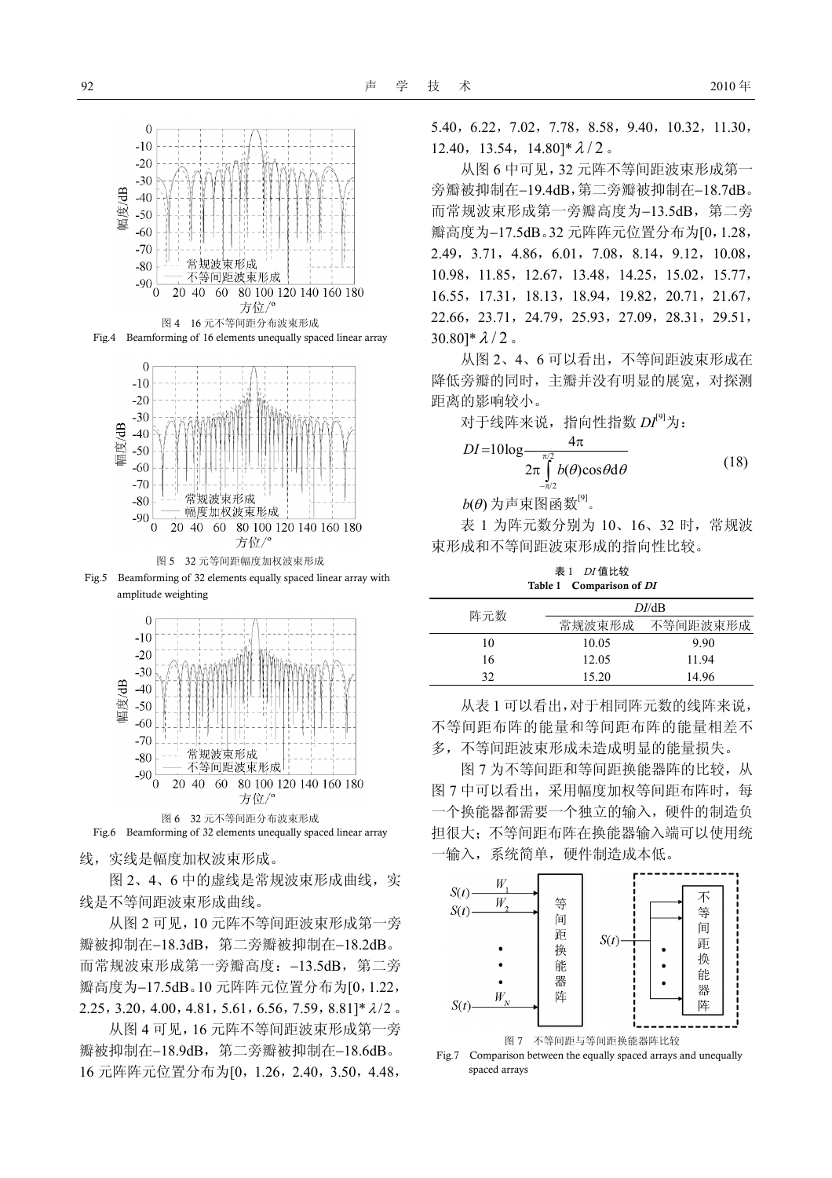图 4　16 元不等间距分布波束形成

Fig.4　Beamforming of 16 elements unequally spaced linear array

图 5　32 元等间距幅度加权波束形成

Fig.5　Beamforming of 32 elements equally spaced linear array with amplitude weighting

图 6　32 元不等间距分布波束形成

Fig.6　Beamforming of 32 elements unequally spaced linear array

线，实线是幅度加权波束形成。

图 2、4、6 中的虚线是常规波束形成曲线，实线是不等间距波束形成曲线。

从图 2 可见，10 元阵不等间距波束形成第一旁瓣被抑制在−18.3dB，第二旁瓣被抑制在−18.2dB。而常规波束形成第一旁瓣高度：−13.5dB，第二旁瓣高度为−17.5dB。10 元阵阵元位置分布为[0，1.22，2.25，3.20，4.00，4.81，5.61，6.56，7.59，8.81]* $\lambda/2$ 。

从图 4 可见，16 元阵不等间距波束形成第一旁瓣被抑制在−18.9dB，第二旁瓣被抑制在−18.6dB。16 元阵阵元位置分布为[0，1.26，2.40，3.50，4.48，5.40，6.22，7.02，7.78，8.58，9.40，10.32，11.30，12.40，13.54，14.80]* $\lambda/2$ 。

从图 6 中可见，32 元阵不等间距波束形成第一旁瓣被抑制在−19.4dB，第二旁瓣被抑制在−18.7dB。而常规波束形成第一旁瓣高度为−13.5dB，第二旁瓣高度为−17.5dB。32 元阵阵元位置分布为[0，1.28，2.49，3.71，4.86，6.01，7.08，8.14，9.12，10.08，10.98，11.85，12.67，13.48，14.25，15.02，15.77，16.55，17.31，18.13，18.94，19.82，20.71，21.67，22.66，23.71，24.79，25.93，27.09，28.31，29.51，30.80]* $\lambda/2$ 。

从图 2、4、6 可以看出，不等间距波束形成在降低旁瓣的同时，主瓣并没有明显的展宽，对探测距离的影响较小。

对于线阵来说，指向性指数 $DI$[9]为：

$$DI = 10\log\frac{4\pi}{2\pi\int_{-\pi/2}^{\pi/2} b(\theta)\cos\theta \mathrm{d}\theta} \tag{18}$$

$b(\theta)$ 为声束图函数[9]。

表 1 为阵元数分别为 10、16、32 时，常规波束形成和不等间距波束形成的指向性比较。

**表 1　$DI$ 值比较**

**Table 1　Comparison of $DI$**

| 阵元数 | $DI$/dB | |
|---|---|---|
| | 常规波束形成 | 不等间距波束形成 |
| 10 | 10.05 | 9.90 |
| 16 | 12.05 | 11.94 |
| 32 | 15.20 | 14.96 |

从表 1 可以看出，对于相同阵元数的线阵来说，不等间距布阵的能量和等间距布阵的能量相差不多，不等间距波束形成未造成明显的能量损失。

图 7 为不等间距和等间距换能器阵的比较，从图 7 中可以看出，采用幅度加权等间距布阵时，每一个换能器都需要一个独立的输入，硬件的制造负担很大；不等间距布阵在换能器输入端可以使用统一输入，系统简单，硬件制造成本低。

图 7　不等间距与等间距换能器阵比较

Fig.7　Comparison between the equally spaced arrays and unequally spaced arrays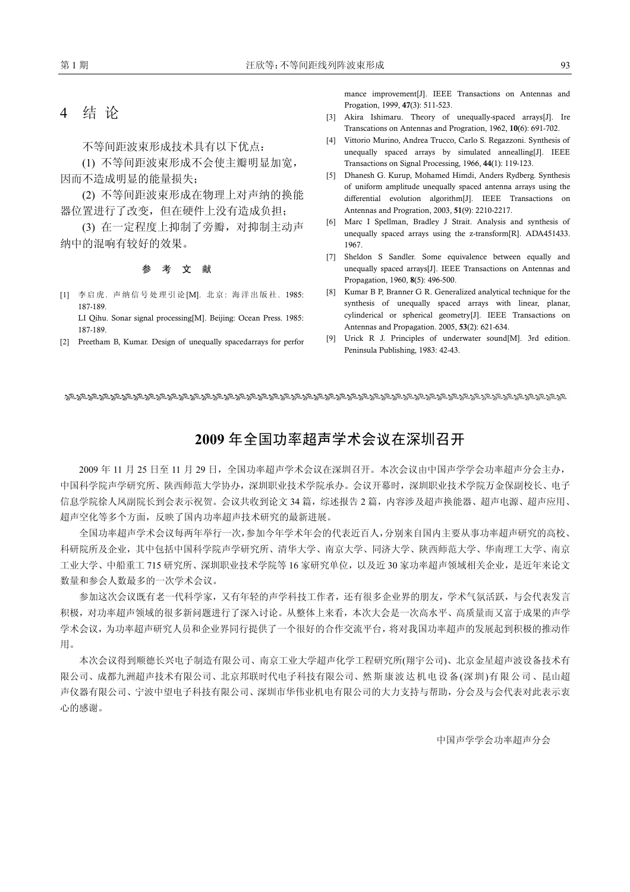## 4 结 论

不等间距波束形成技术具有以下优点：

(1) 不等间距波束形成不会使主瓣明显加宽，因而不造成明显的能量损失；

(2) 不等间距波束形成在物理上对声纳的换能器位置进行了改变，但在硬件上没有造成负担；

(3) 在一定程度上抑制了旁瓣，对抑制主动声纳中的混响有较好的效果。

### 参 考 文 献

[1] 李启虎．声纳信号处理引论[M]．北京：海洋出版社．1985: 187-189.
LI Qihu. Sonar signal processing[M]. Beijing: Ocean Press. 1985: 187-189.

[2] Preetham B, Kumar. Design of unequally spacedarrays for performance improvement[J]. IEEE Transactions on Antennas and Progation, 1999, **47**(3): 511-523.

[3] Akira Ishimaru. Theory of unequally-spaced arrays[J]. Ire Transcations on Antennas and Progration, 1962, **10**(6): 691-702.

[4] Vittorio Murino, Andrea Trucco, Carlo S. Regazzoni. Synthesis of unequally spaced arrays by simulated annealling[J]. IEEE Transactions on Signal Processing, 1966, **44**(1): 119-123.

[5] Dhanesh G. Kurup, Mohamed Himdi, Anders Rydberg. Synthesis of uniform amplitude unequally spaced antenna arrays using the differential evolution algorithm[J]. IEEE Transactions on Antennas and Progration, 2003, **51**(9): 2210-2217.

[6] Marc I Spellman, Bradley J Strait. Analysis and synthesis of unequally spaced arrays using the z-transform[R]. ADA451433. 1967.

[7] Sheldon S Sandler. Some equivalence between equally and unequally spaced arrays[J]. IEEE Transactions on Antennas and Propagation, 1960, **8**(5): 496-500.

[8] Kumar B P, Branner G R. Generalized analytical technique for the synthesis of unequally spaced arrays with linear, planar, cylinderical or spherical geometry[J]. IEEE Transactions on Antennas and Propagation. 2005, **53**(2): 621-634.

[9] Urick R J. Principles of underwater sound[M]. 3rd edition. Peninsula Publishing, 1983: 42-43.

---

## 2009 年全国功率超声学术会议在深圳召开

2009 年 11 月 25 日至 11 月 29 日，全国功率超声学术会议在深圳召开。本次会议由中国声学学会功率超声分会主办，中国科学院声学研究所、陕西师范大学协办，深圳职业技术学院承办。会议开幕时，深圳职业技术学院万金保副校长、电子信息学院徐人凤副院长到会表示祝贺。会议共收到论文 34 篇，综述报告 2 篇，内容涉及超声换能器、超声电源、超声应用、超声空化等多个方面，反映了国内功率超声技术研究的最新进展。

全国功率超声学术会议每两年举行一次，参加今年学术年会的代表近百人，分别来自国内主要从事功率超声研究的高校、科研院所及企业，其中包括中国科学院声学研究所、清华大学、南京大学、同济大学、陕西师范大学、华南理工大学、南京工业大学、中船重工 715 研究所、深圳职业技术学院等 16 家研究单位，以及近 30 家功率超声领域相关企业，是近年来论文数量和参会人数最多的一次学术会议。

参加这次会议既有老一代科学家，又有年轻的声学科技工作者，还有很多企业界的朋友，学术气氛活跃，与会代表发言积极，对功率超声领域的很多新问题进行了深入讨论。从整体上来看，本次大会是一次高水平、高质量而又富于成果的声学学术会议，为功率超声研究人员和企业界同行提供了一个很好的合作交流平台，将对我国功率超声的发展起到积极的推动作用。

本次会议得到顺德长兴电子制造有限公司、南京工业大学超声化学工程研究所(翔宇公司)、北京金星超声波设备技术有限公司、成都九洲超声技术有限公司、北京邦联时代电子科技有限公司、然斯康波达机电设备(深圳)有限公司、昆山超声仪器有限公司、宁波中望电子科技有限公司、深圳市华伟业机电有限公司的大力支持与帮助，分会及与会代表对此表示衷心的感谢。

中国声学学会功率超声分会